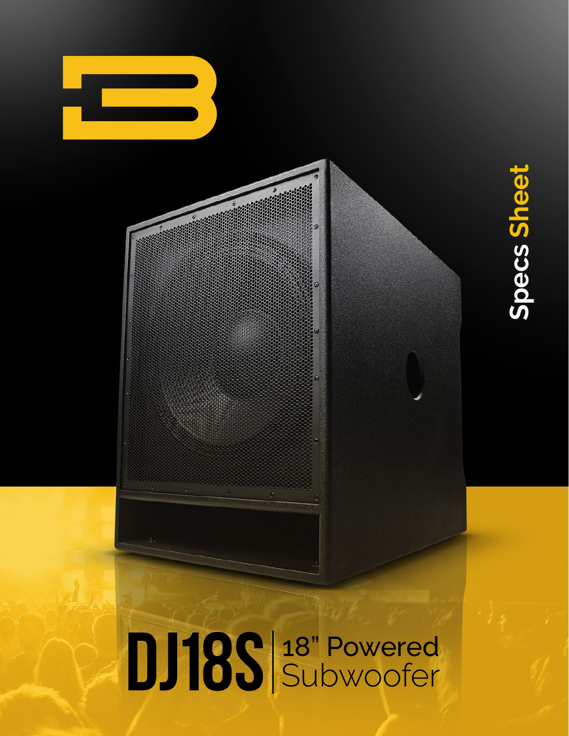Specs Sheet

# DJ18S | 18" Powered Subwoofer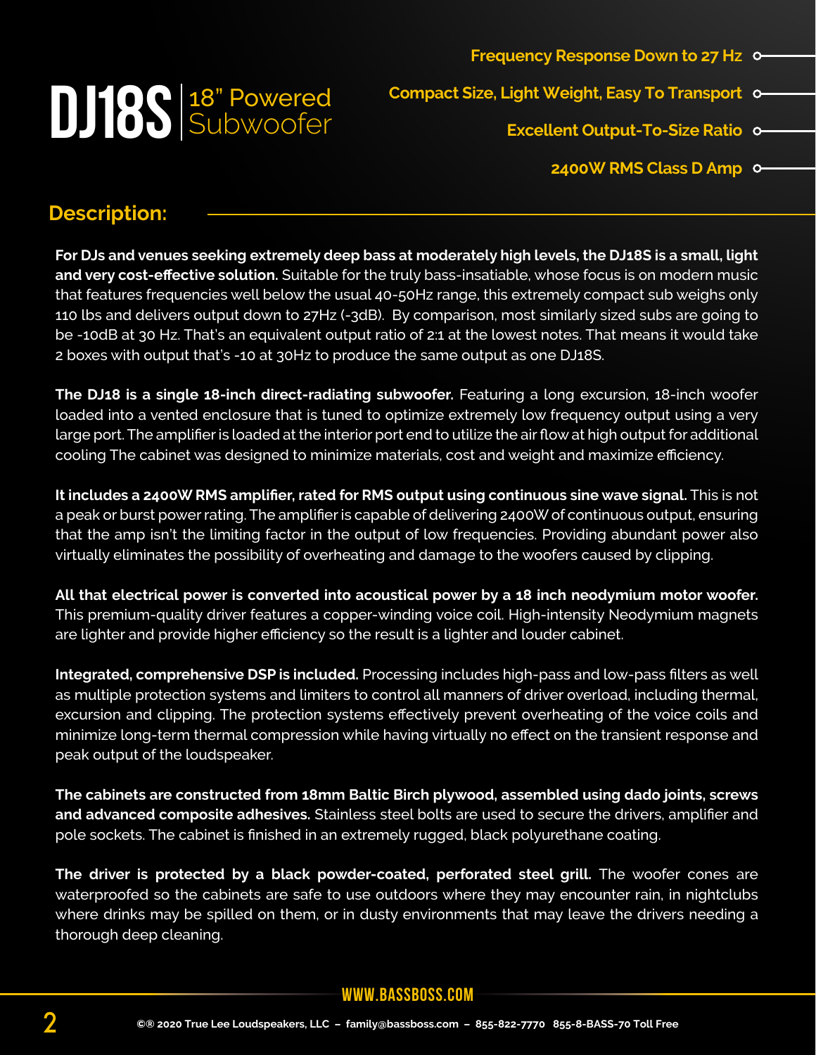# DJ18S | 18" Powered Subwoofer

- Frequency Response Down to 27 Hz
- Compact Size, Light Weight, Easy To Transport
- Excellent Output-To-Size Ratio
- 2400W RMS Class D Amp

## Description:

**For DJs and venues seeking extremely deep bass at moderately high levels, the DJ18S is a small, light and very cost-effective solution.** Suitable for the truly bass-insatiable, whose focus is on modern music that features frequencies well below the usual 40-50Hz range, this extremely compact sub weighs only 110 lbs and delivers output down to 27Hz (-3dB). By comparison, most similarly sized subs are going to be -10dB at 30 Hz. That's an equivalent output ratio of 2:1 at the lowest notes. That means it would take 2 boxes with output that's -10 at 30Hz to produce the same output as one DJ18S.

**The DJ18 is a single 18-inch direct-radiating subwoofer.** Featuring a long excursion, 18-inch woofer loaded into a vented enclosure that is tuned to optimize extremely low frequency output using a very large port. The amplifier is loaded at the interior port end to utilize the air flow at high output for additional cooling The cabinet was designed to minimize materials, cost and weight and maximize efficiency.

**It includes a 2400W RMS amplifier, rated for RMS output using continuous sine wave signal.** This is not a peak or burst power rating. The amplifier is capable of delivering 2400W of continuous output, ensuring that the amp isn't the limiting factor in the output of low frequencies. Providing abundant power also virtually eliminates the possibility of overheating and damage to the woofers caused by clipping.

**All that electrical power is converted into acoustical power by a 18 inch neodymium motor woofer.** This premium-quality driver features a copper-winding voice coil. High-intensity Neodymium magnets are lighter and provide higher efficiency so the result is a lighter and louder cabinet.

**Integrated, comprehensive DSP is included.** Processing includes high-pass and low-pass filters as well as multiple protection systems and limiters to control all manners of driver overload, including thermal, excursion and clipping. The protection systems effectively prevent overheating of the voice coils and minimize long-term thermal compression while having virtually no effect on the transient response and peak output of the loudspeaker.

**The cabinets are constructed from 18mm Baltic Birch plywood, assembled using dado joints, screws and advanced composite adhesives.** Stainless steel bolts are used to secure the drivers, amplifier and pole sockets. The cabinet is finished in an extremely rugged, black polyurethane coating.

**The driver is protected by a black powder-coated, perforated steel grill.** The woofer cones are waterproofed so the cabinets are safe to use outdoors where they may encounter rain, in nightclubs where drinks may be spilled on them, or in dusty environments that may leave the drivers needing a thorough deep cleaning.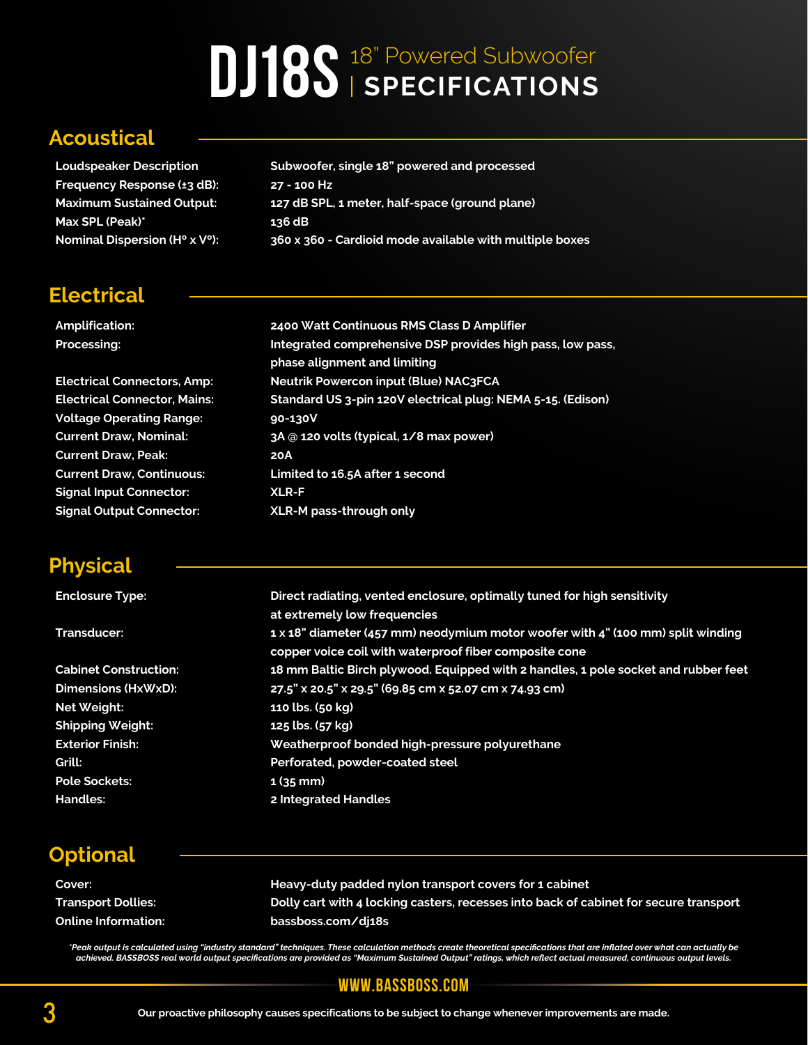# DJ18S 18" Powered Subwoofer | SPECIFICATIONS

## Acoustical

| | |
|---|---|
| Loudspeaker Description | Subwoofer, single 18" powered and processed |
| Frequency Response (±3 dB): | 27 - 100 Hz |
| Maximum Sustained Output: | 127 dB SPL, 1 meter, half-space (ground plane) |
| Max SPL (Peak)* | 136 dB |
| Nominal Dispersion (H° x V°): | 360 x 360 - Cardioid mode available with multiple boxes |

## Electrical

| | |
|---|---|
| Amplification: | 2400 Watt Continuous RMS Class D Amplifier |
| Processing: | Integrated comprehensive DSP provides high pass, low pass, phase alignment and limiting |
| Electrical Connectors, Amp: | Neutrik Powercon input (Blue) NAC3FCA |
| Electrical Connector, Mains: | Standard US 3-pin 120V electrical plug: NEMA 5-15. (Edison) |
| Voltage Operating Range: | 90-130V |
| Current Draw, Nominal: | 3A @ 120 volts (typical, 1/8 max power) |
| Current Draw, Peak: | 20A |
| Current Draw, Continuous: | Limited to 16.5A after 1 second |
| Signal Input Connector: | XLR-F |
| Signal Output Connector: | XLR-M pass-through only |

## Physical

| | |
|---|---|
| Enclosure Type: | Direct radiating, vented enclosure, optimally tuned for high sensitivity at extremely low frequencies |
| Transducer: | 1 x 18" diameter (457 mm) neodymium motor woofer with 4" (100 mm) split winding copper voice coil with waterproof fiber composite cone |
| Cabinet Construction: | 18 mm Baltic Birch plywood. Equipped with 2 handles, 1 pole socket and rubber feet |
| Dimensions (HxWxD): | 27.5" x 20.5" x 29.5" (69.85 cm x 52.07 cm x 74.93 cm) |
| Net Weight: | 110 lbs. (50 kg) |
| Shipping Weight: | 125 lbs. (57 kg) |
| Exterior Finish: | Weatherproof bonded high-pressure polyurethane |
| Grill: | Perforated, powder-coated steel |
| Pole Sockets: | 1 (35 mm) |
| Handles: | 2 Integrated Handles |

## Optional

| | |
|---|---|
| Cover: | Heavy-duty padded nylon transport covers for 1 cabinet |
| Transport Dollies: | Dolly cart with 4 locking casters, recesses into back of cabinet for secure transport |
| Online Information: | bassboss.com/dj18s |

*\*Peak output is calculated using "industry standard" techniques. These calculation methods create theoretical specifications that are inflated over what can actually be achieved. BASSBOSS real world output specifications are provided as "Maximum Sustained Output" ratings, which reflect actual measured, continuous output levels.*

WWW.BASSBOSS.COM

Our proactive philosophy causes specifications to be subject to change whenever improvements are made.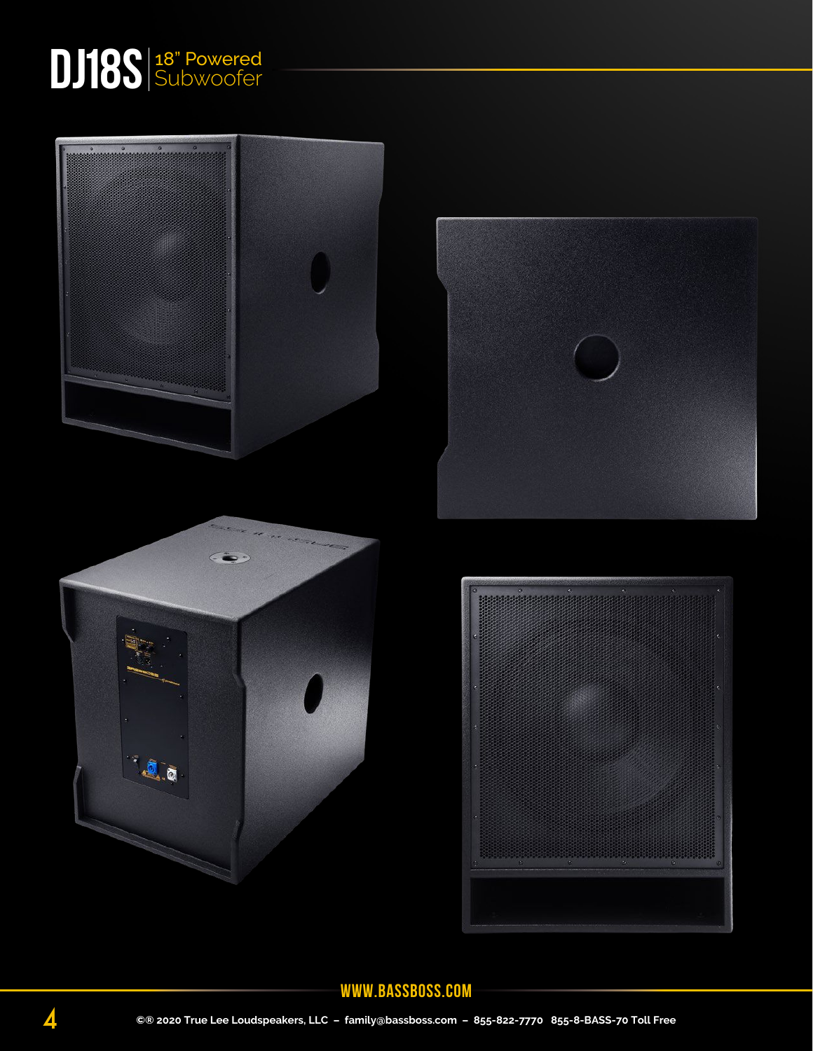# DJ18S | 18" Powered Subwoofer

WWW.BASSBOSS.COM

©® 2020 True Lee Loudspeakers, LLC – family@bassboss.com – 855-822-7770 855-8-BASS-70 Toll Free